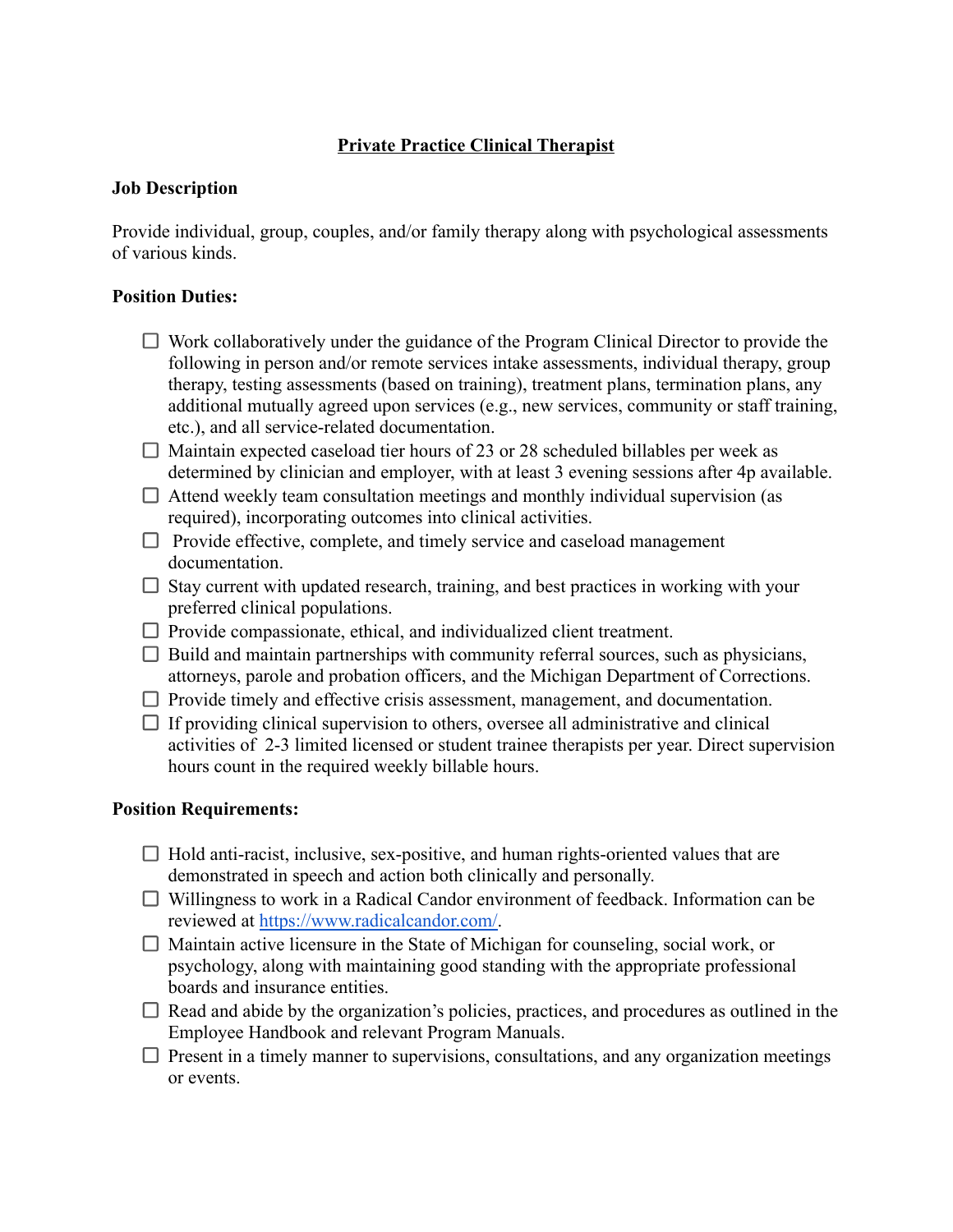# Private Practice Clinical Therapist

**Job Description**

Provide individual, group, couples, and/or family therapy along with psychological assessments of various kinds.

**Position Duties:**

- [ ] Work collaboratively under the guidance of the Program Clinical Director to provide the following in person and/or remote services intake assessments, individual therapy, group therapy, testing assessments (based on training), treatment plans, termination plans, any additional mutually agreed upon services (e.g., new services, community or staff training, etc.), and all service-related documentation.
- [ ] Maintain expected caseload tier hours of 23 or 28 scheduled billables per week as determined by clinician and employer, with at least 3 evening sessions after 4p available.
- [ ] Attend weekly team consultation meetings and monthly individual supervision (as required), incorporating outcomes into clinical activities.
- [ ] Provide effective, complete, and timely service and caseload management documentation.
- [ ] Stay current with updated research, training, and best practices in working with your preferred clinical populations.
- [ ] Provide compassionate, ethical, and individualized client treatment.
- [ ] Build and maintain partnerships with community referral sources, such as physicians, attorneys, parole and probation officers, and the Michigan Department of Corrections.
- [ ] Provide timely and effective crisis assessment, management, and documentation.
- [ ] If providing clinical supervision to others, oversee all administrative and clinical activities of 2-3 limited licensed or student trainee therapists per year. Direct supervision hours count in the required weekly billable hours.

**Position Requirements:**

- [ ] Hold anti-racist, inclusive, sex-positive, and human rights-oriented values that are demonstrated in speech and action both clinically and personally.
- [ ] Willingness to work in a Radical Candor environment of feedback. Information can be reviewed at [https://www.radicalcandor.com/](https://www.radicalcandor.com/).
- [ ] Maintain active licensure in the State of Michigan for counseling, social work, or psychology, along with maintaining good standing with the appropriate professional boards and insurance entities.
- [ ] Read and abide by the organization's policies, practices, and procedures as outlined in the Employee Handbook and relevant Program Manuals.
- [ ] Present in a timely manner to supervisions, consultations, and any organization meetings or events.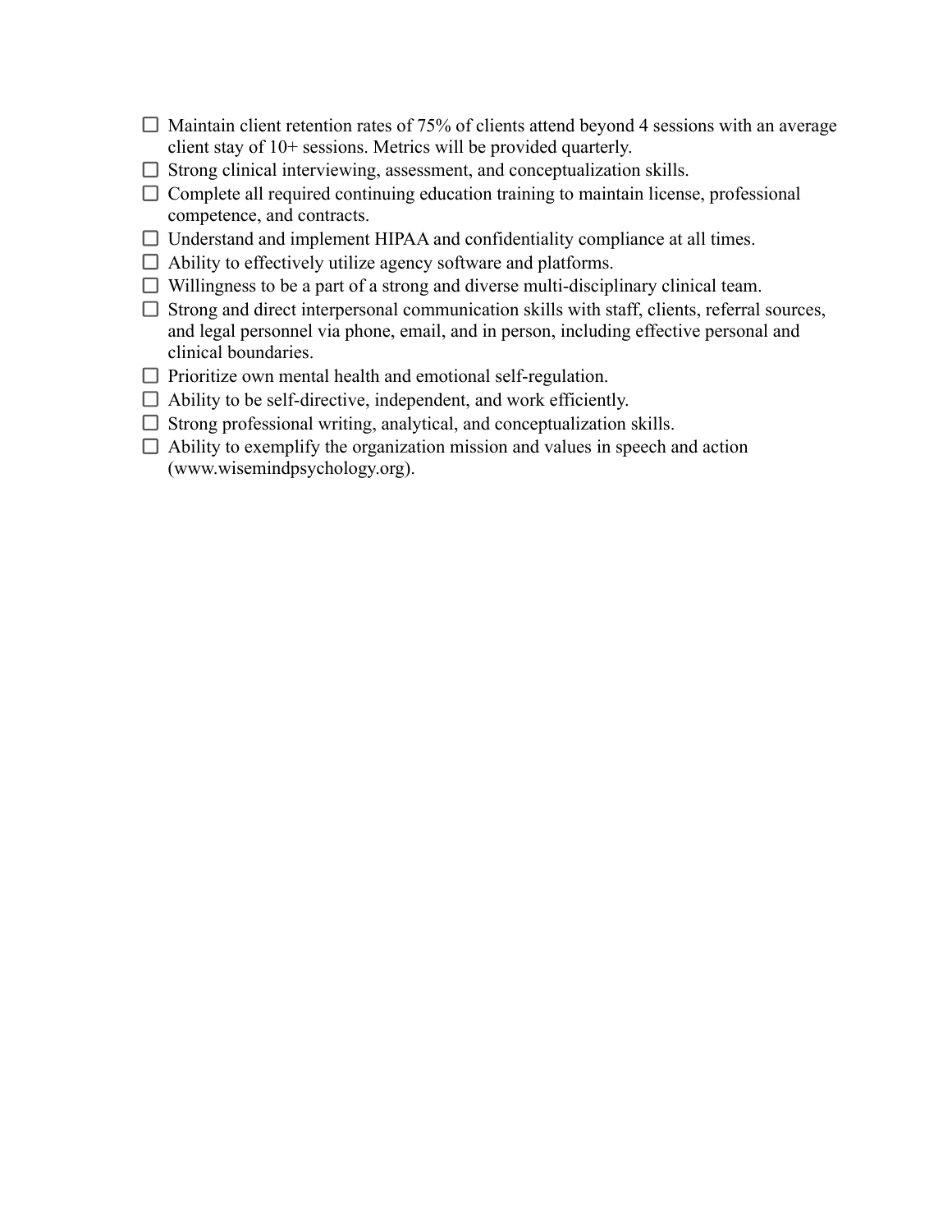- [ ] Maintain client retention rates of 75% of clients attend beyond 4 sessions with an average client stay of 10+ sessions. Metrics will be provided quarterly.
- [ ] Strong clinical interviewing, assessment, and conceptualization skills.
- [ ] Complete all required continuing education training to maintain license, professional competence, and contracts.
- [ ] Understand and implement HIPAA and confidentiality compliance at all times.
- [ ] Ability to effectively utilize agency software and platforms.
- [ ] Willingness to be a part of a strong and diverse multi-disciplinary clinical team.
- [ ] Strong and direct interpersonal communication skills with staff, clients, referral sources, and legal personnel via phone, email, and in person, including effective personal and clinical boundaries.
- [ ] Prioritize own mental health and emotional self-regulation.
- [ ] Ability to be self-directive, independent, and work efficiently.
- [ ] Strong professional writing, analytical, and conceptualization skills.
- [ ] Ability to exemplify the organization mission and values in speech and action (www.wisemindpsychology.org).